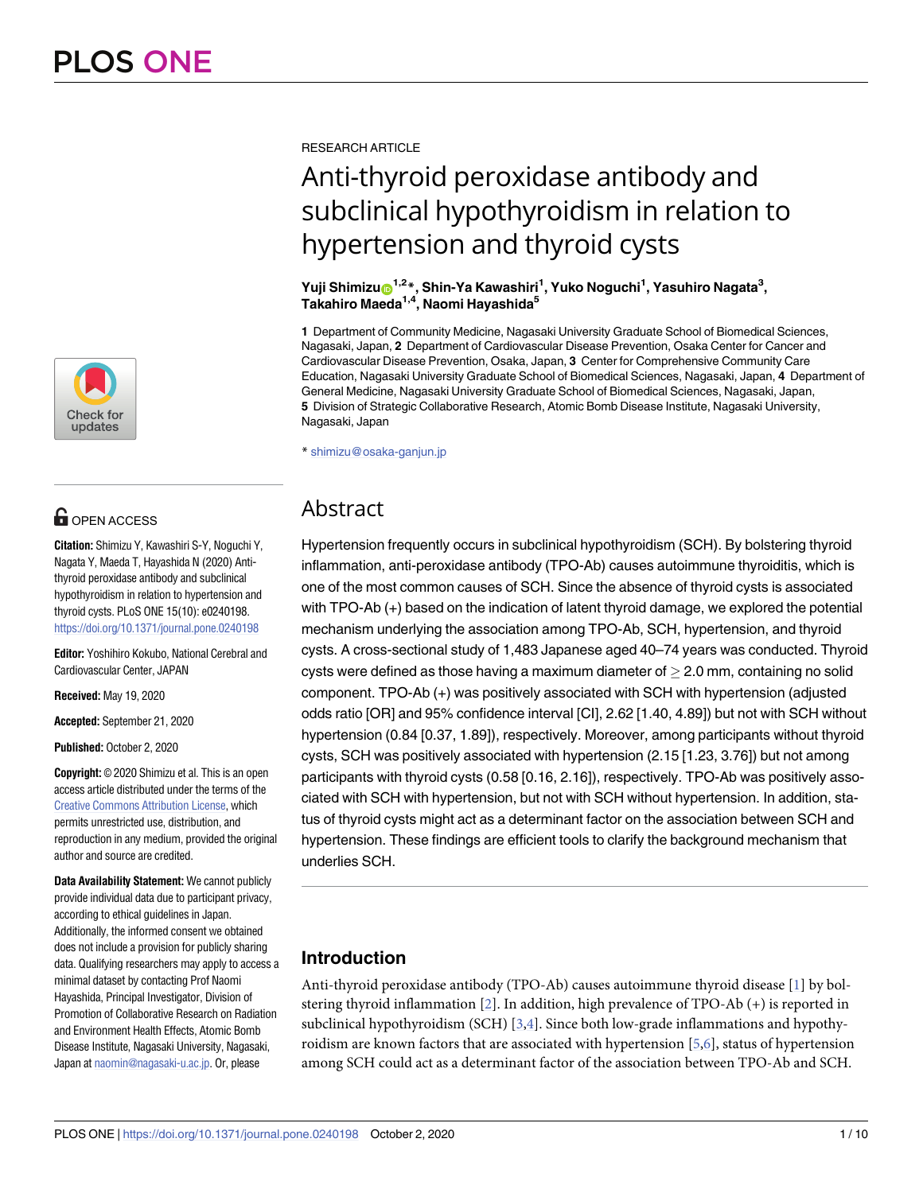RESEARCH ARTICLE

# Anti-thyroid peroxidase antibody and subclinical hypothyroidism in relation to hypertension and thyroid cysts

**Yuji Shimizu[1,2]*, Shin-Ya Kawashiri[1], Yuko Noguchi[1], Yasuhiro Nagata[3], Takahiro Maeda[1,4], Naomi Hayashida[5]**

**1** Department of Community Medicine, Nagasaki University Graduate School of Biomedical Sciences, Nagasaki, Japan, **2** Department of Cardiovascular Disease Prevention, Osaka Center for Cancer and Cardiovascular Disease Prevention, Osaka, Japan, **3** Center for Comprehensive Community Care Education, Nagasaki University Graduate School of Biomedical Sciences, Nagasaki, Japan, **4** Department of General Medicine, Nagasaki University Graduate School of Biomedical Sciences, Nagasaki, Japan, **5** Division of Strategic Collaborative Research, Atomic Bomb Disease Institute, Nagasaki University, Nagasaki, Japan

* shimizu@osaka-ganjun.jp

OPEN ACCESS

**Citation:** Shimizu Y, Kawashiri S-Y, Noguchi Y, Nagata Y, Maeda T, Hayashida N (2020) Anti-thyroid peroxidase antibody and subclinical hypothyroidism in relation to hypertension and thyroid cysts. PLoS ONE 15(10): e0240198. https://doi.org/10.1371/journal.pone.0240198

**Editor:** Yoshihiro Kokubo, National Cerebral and Cardiovascular Center, JAPAN

**Received:** May 19, 2020

**Accepted:** September 21, 2020

**Published:** October 2, 2020

**Copyright:** © 2020 Shimizu et al. This is an open access article distributed under the terms of the Creative Commons Attribution License, which permits unrestricted use, distribution, and reproduction in any medium, provided the original author and source are credited.

**Data Availability Statement:** We cannot publicly provide individual data due to participant privacy, according to ethical guidelines in Japan. Additionally, the informed consent we obtained does not include a provision for publicly sharing data. Qualifying researchers may apply to access a minimal dataset by contacting Prof Naomi Hayashida, Principal Investigator, Division of Promotion of Collaborative Research on Radiation and Environment Health Effects, Atomic Bomb Disease Institute, Nagasaki University, Nagasaki, Japan at naomin@nagasaki-u.ac.jp. Or, please

## Abstract

Hypertension frequently occurs in subclinical hypothyroidism (SCH). By bolstering thyroid inflammation, anti-peroxidase antibody (TPO-Ab) causes autoimmune thyroiditis, which is one of the most common causes of SCH. Since the absence of thyroid cysts is associated with TPO-Ab (+) based on the indication of latent thyroid damage, we explored the potential mechanism underlying the association among TPO-Ab, SCH, hypertension, and thyroid cysts. A cross-sectional study of 1,483 Japanese aged 40–74 years was conducted. Thyroid cysts were defined as those having a maximum diameter of $\geq$ 2.0 mm, containing no solid component. TPO-Ab (+) was positively associated with SCH with hypertension (adjusted odds ratio [OR] and 95% confidence interval [CI], 2.62 [1.40, 4.89]) but not with SCH without hypertension (0.84 [0.37, 1.89]), respectively. Moreover, among participants without thyroid cysts, SCH was positively associated with hypertension (2.15 [1.23, 3.76]) but not among participants with thyroid cysts (0.58 [0.16, 2.16]), respectively. TPO-Ab was positively associated with SCH with hypertension, but not with SCH without hypertension. In addition, status of thyroid cysts might act as a determinant factor on the association between SCH and hypertension. These findings are efficient tools to clarify the background mechanism that underlies SCH.

## Introduction

Anti-thyroid peroxidase antibody (TPO-Ab) causes autoimmune thyroid disease [1] by bolstering thyroid inflammation [2]. In addition, high prevalence of TPO-Ab (+) is reported in subclinical hypothyroidism (SCH) [3,4]. Since both low-grade inflammations and hypothyroidism are known factors that are associated with hypertension [5,6], status of hypertension among SCH could act as a determinant factor of the association between TPO-Ab and SCH.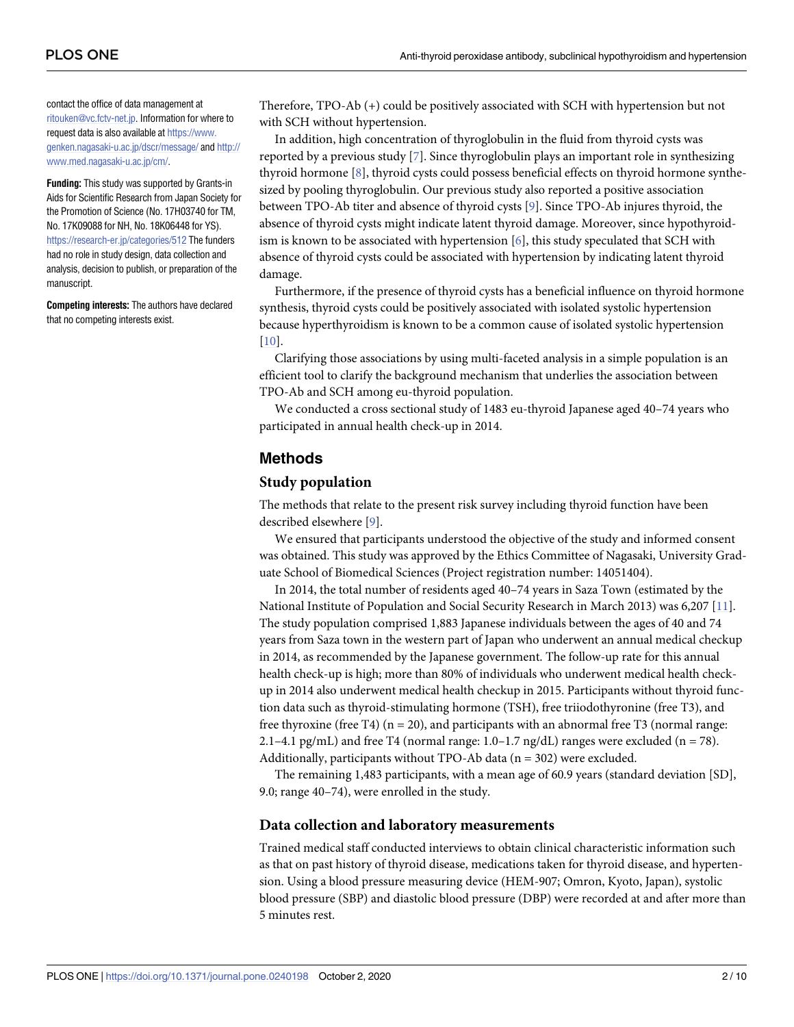contact the office of data management at ritouken@vc.fctv-net.jp. Information for where to request data is also available at https://www.genken.nagasaki-u.ac.jp/dscr/message/ and http://www.med.nagasaki-u.ac.jp/cm/.

**Funding:** This study was supported by Grants-in Aids for Scientific Research from Japan Society for the Promotion of Science (No. 17H03740 for TM, No. 17K09088 for NH, No. 18K06448 for YS). https://research-er.jp/categories/512 The funders had no role in study design, data collection and analysis, decision to publish, or preparation of the manuscript.

**Competing interests:** The authors have declared that no competing interests exist.

Therefore, TPO-Ab (+) could be positively associated with SCH with hypertension but not with SCH without hypertension.

In addition, high concentration of thyroglobulin in the fluid from thyroid cysts was reported by a previous study [7]. Since thyroglobulin plays an important role in synthesizing thyroid hormone [8], thyroid cysts could possess beneficial effects on thyroid hormone synthesized by pooling thyroglobulin. Our previous study also reported a positive association between TPO-Ab titer and absence of thyroid cysts [9]. Since TPO-Ab injures thyroid, the absence of thyroid cysts might indicate latent thyroid damage. Moreover, since hypothyroidism is known to be associated with hypertension [6], this study speculated that SCH with absence of thyroid cysts could be associated with hypertension by indicating latent thyroid damage.

Furthermore, if the presence of thyroid cysts has a beneficial influence on thyroid hormone synthesis, thyroid cysts could be positively associated with isolated systolic hypertension because hyperthyroidism is known to be a common cause of isolated systolic hypertension [10].

Clarifying those associations by using multi-faceted analysis in a simple population is an efficient tool to clarify the background mechanism that underlies the association between TPO-Ab and SCH among eu-thyroid population.

We conducted a cross sectional study of 1483 eu-thyroid Japanese aged 40–74 years who participated in annual health check-up in 2014.

## Methods

### Study population

The methods that relate to the present risk survey including thyroid function have been described elsewhere [9].

We ensured that participants understood the objective of the study and informed consent was obtained. This study was approved by the Ethics Committee of Nagasaki, University Graduate School of Biomedical Sciences (Project registration number: 14051404).

In 2014, the total number of residents aged 40–74 years in Saza Town (estimated by the National Institute of Population and Social Security Research in March 2013) was 6,207 [11]. The study population comprised 1,883 Japanese individuals between the ages of 40 and 74 years from Saza town in the western part of Japan who underwent an annual medical checkup in 2014, as recommended by the Japanese government. The follow-up rate for this annual health check-up is high; more than 80% of individuals who underwent medical health checkup in 2014 also underwent medical health checkup in 2015. Participants without thyroid function data such as thyroid-stimulating hormone (TSH), free triiodothyronine (free T3), and free thyroxine (free T4) (n = 20), and participants with an abnormal free T3 (normal range: 2.1–4.1 pg/mL) and free T4 (normal range: 1.0–1.7 ng/dL) ranges were excluded (n = 78). Additionally, participants without TPO-Ab data (n = 302) were excluded.

The remaining 1,483 participants, with a mean age of 60.9 years (standard deviation [SD], 9.0; range 40–74), were enrolled in the study.

### Data collection and laboratory measurements

Trained medical staff conducted interviews to obtain clinical characteristic information such as that on past history of thyroid disease, medications taken for thyroid disease, and hypertension. Using a blood pressure measuring device (HEM-907; Omron, Kyoto, Japan), systolic blood pressure (SBP) and diastolic blood pressure (DBP) were recorded at and after more than 5 minutes rest.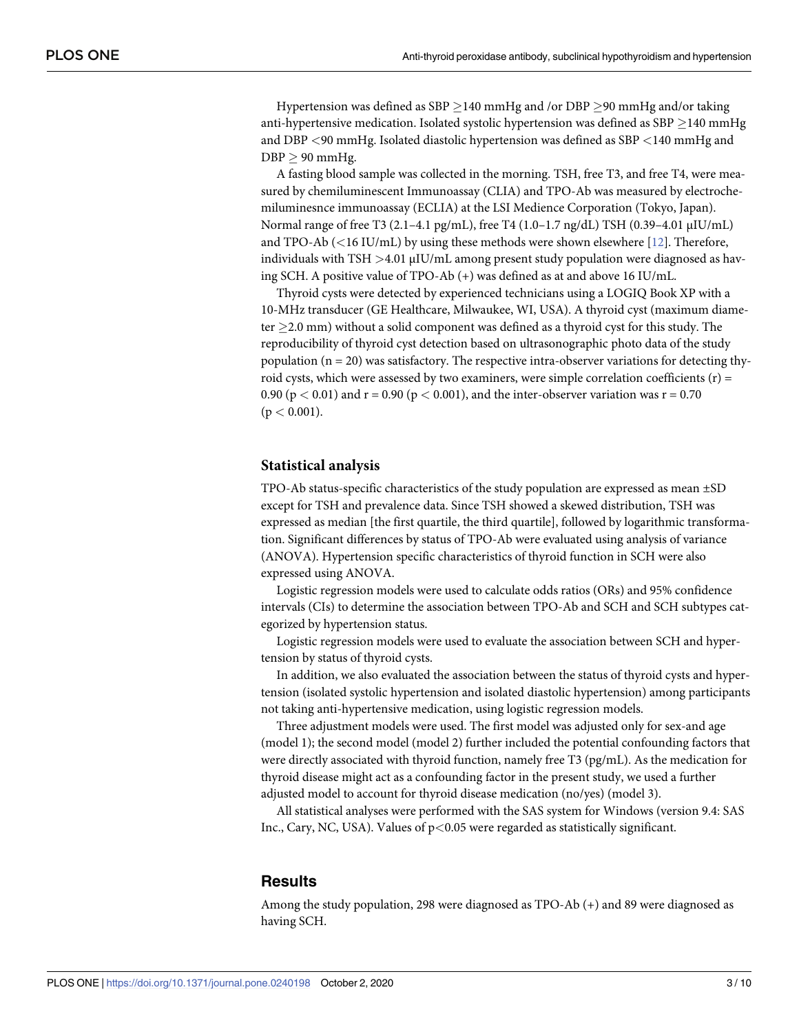Hypertension was defined as SBP ≥140 mmHg and /or DBP ≥90 mmHg and/or taking anti-hypertensive medication. Isolated systolic hypertension was defined as SBP ≥140 mmHg and DBP <90 mmHg. Isolated diastolic hypertension was defined as SBP <140 mmHg and DBP ≥ 90 mmHg.

A fasting blood sample was collected in the morning. TSH, free T3, and free T4, were measured by chemiluminescent Immunoassay (CLIA) and TPO-Ab was measured by electrochemiluminesnce immunoassay (ECLIA) at the LSI Medience Corporation (Tokyo, Japan). Normal range of free T3 (2.1–4.1 pg/mL), free T4 (1.0–1.7 ng/dL) TSH (0.39–4.01 μIU/mL) and TPO-Ab (<16 IU/mL) by using these methods were shown elsewhere [12]. Therefore, individuals with TSH >4.01 μIU/mL among present study population were diagnosed as having SCH. A positive value of TPO-Ab (+) was defined as at and above 16 IU/mL.

Thyroid cysts were detected by experienced technicians using a LOGIQ Book XP with a 10-MHz transducer (GE Healthcare, Milwaukee, WI, USA). A thyroid cyst (maximum diameter ≥2.0 mm) without a solid component was defined as a thyroid cyst for this study. The reproducibility of thyroid cyst detection based on ultrasonographic photo data of the study population (n = 20) was satisfactory. The respective intra-observer variations for detecting thyroid cysts, which were assessed by two examiners, were simple correlation coefficients (r) = 0.90 ($p < 0.01$) and r = 0.90 ($p < 0.001$), and the inter-observer variation was r = 0.70 ($p < 0.001$).

## Statistical analysis

TPO-Ab status-specific characteristics of the study population are expressed as mean ±SD except for TSH and prevalence data. Since TSH showed a skewed distribution, TSH was expressed as median [the first quartile, the third quartile], followed by logarithmic transformation. Significant differences by status of TPO-Ab were evaluated using analysis of variance (ANOVA). Hypertension specific characteristics of thyroid function in SCH were also expressed using ANOVA.

Logistic regression models were used to calculate odds ratios (ORs) and 95% confidence intervals (CIs) to determine the association between TPO-Ab and SCH and SCH subtypes categorized by hypertension status.

Logistic regression models were used to evaluate the association between SCH and hypertension by status of thyroid cysts.

In addition, we also evaluated the association between the status of thyroid cysts and hypertension (isolated systolic hypertension and isolated diastolic hypertension) among participants not taking anti-hypertensive medication, using logistic regression models.

Three adjustment models were used. The first model was adjusted only for sex-and age (model 1); the second model (model 2) further included the potential confounding factors that were directly associated with thyroid function, namely free T3 (pg/mL). As the medication for thyroid disease might act as a confounding factor in the present study, we used a further adjusted model to account for thyroid disease medication (no/yes) (model 3).

All statistical analyses were performed with the SAS system for Windows (version 9.4: SAS Inc., Cary, NC, USA). Values of $p<0.05$ were regarded as statistically significant.

# Results

Among the study population, 298 were diagnosed as TPO-Ab (+) and 89 were diagnosed as having SCH.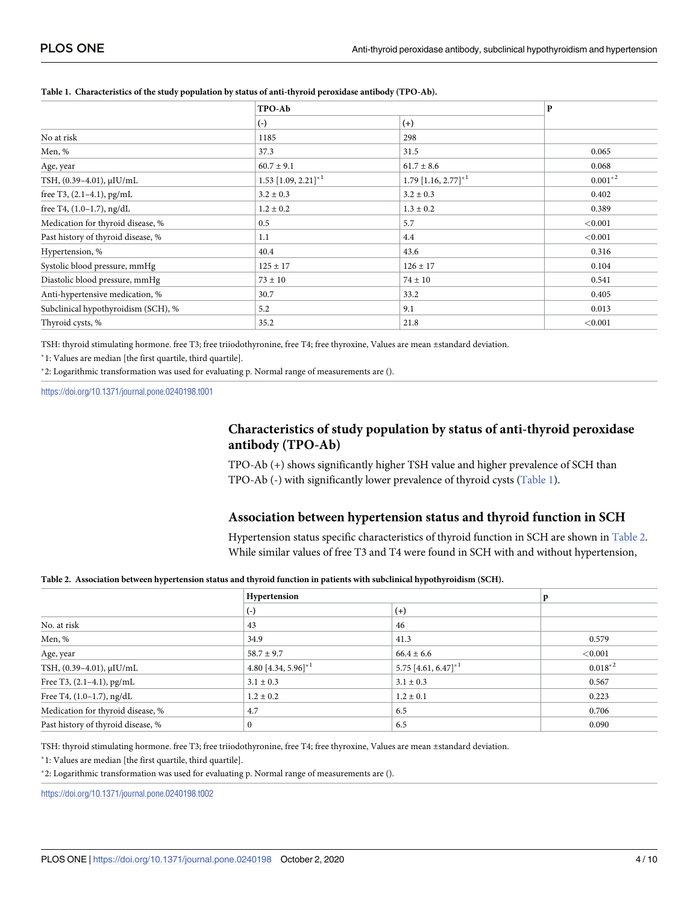**Table 1. Characteristics of the study population by status of anti-thyroid peroxidase antibody (TPO-Ab).**

| | TPO-Ab | | P |
|---|---|---|---|
| | (-) | (+) | |
| No at risk | 1185 | 298 | |
| Men, % | 37.3 | 31.5 | 0.065 |
| Age, year | 60.7 ± 9.1 | 61.7 ± 8.6 | 0.068 |
| TSH, (0.39–4.01), μIU/mL | 1.53 [1.09, 2.21]*1 | 1.79 [1.16, 2.77]*1 | 0.001*2 |
| free T3, (2.1–4.1), pg/mL | 3.2 ± 0.3 | 3.2 ± 0.3 | 0.402 |
| free T4, (1.0–1.7), ng/dL | 1.2 ± 0.2 | 1.3 ± 0.2 | 0.389 |
| Medication for thyroid disease, % | 0.5 | 5.7 | <0.001 |
| Past history of thyroid disease, % | 1.1 | 4.4 | <0.001 |
| Hypertension, % | 40.4 | 43.6 | 0.316 |
| Systolic blood pressure, mmHg | 125 ± 17 | 126 ± 17 | 0.104 |
| Diastolic blood pressure, mmHg | 73 ± 10 | 74 ± 10 | 0.541 |
| Anti-hypertensive medication, % | 30.7 | 33.2 | 0.405 |
| Subclinical hypothyroidism (SCH), % | 5.2 | 9.1 | 0.013 |
| Thyroid cysts, % | 35.2 | 21.8 | <0.001 |

TSH: thyroid stimulating hormone. free T3; free triiodothyronine, free T4; free thyroxine, Values are mean ±standard deviation.

*1: Values are median [the first quartile, third quartile].

*2: Logarithmic transformation was used for evaluating p. Normal range of measurements are ().

https://doi.org/10.1371/journal.pone.0240198.t001

### Characteristics of study population by status of anti-thyroid peroxidase antibody (TPO-Ab)

TPO-Ab (+) shows significantly higher TSH value and higher prevalence of SCH than TPO-Ab (-) with significantly lower prevalence of thyroid cysts (Table 1).

### Association between hypertension status and thyroid function in SCH

Hypertension status specific characteristics of thyroid function in SCH are shown in Table 2. While similar values of free T3 and T4 were found in SCH with and without hypertension,

**Table 2. Association between hypertension status and thyroid function in patients with subclinical hypothyroidism (SCH).**

| | Hypertension | | p |
|---|---|---|---|
| | (-) | (+) | |
| No. at risk | 43 | 46 | |
| Men, % | 34.9 | 41.3 | 0.579 |
| Age, year | 58.7 ± 9.7 | 66.4 ± 6.6 | <0.001 |
| TSH, (0.39–4.01), μIU/mL | 4.80 [4.34, 5.96]*1 | 5.75 [4.61, 6.47]*1 | 0.018*2 |
| Free T3, (2.1–4.1), pg/mL | 3.1 ± 0.3 | 3.1 ± 0.3 | 0.567 |
| Free T4, (1.0–1.7), ng/dL | 1.2 ± 0.2 | 1.2 ± 0.1 | 0.223 |
| Medication for thyroid disease, % | 4.7 | 6.5 | 0.706 |
| Past history of thyroid disease, % | 0 | 6.5 | 0.090 |

TSH: thyroid stimulating hormone. free T3; free triiodothyronine, free T4; free thyroxine, Values are mean ±standard deviation.

*1: Values are median [the first quartile, third quartile].

*2: Logarithmic transformation was used for evaluating p. Normal range of measurements are ().

https://doi.org/10.1371/journal.pone.0240198.t002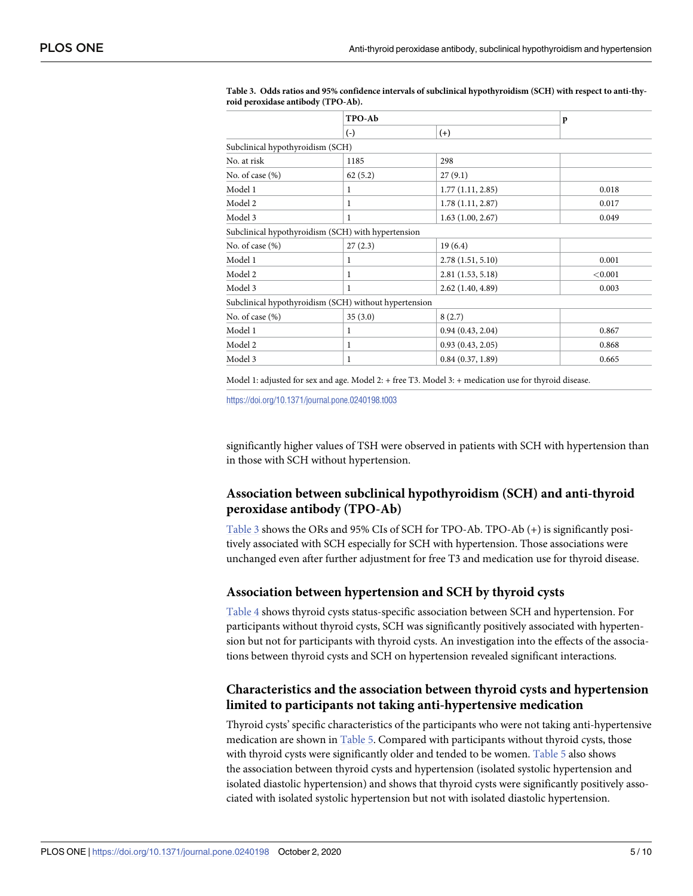**Table 3. Odds ratios and 95% confidence intervals of subclinical hypothyroidism (SCH) with respect to anti-thyroid peroxidase antibody (TPO-Ab).**

| | TPO-Ab | | p |
|---|---|---|---|
| | (-) | (+) | |
| Subclinical hypothyroidism (SCH) | | | |
| No. at risk | 1185 | 298 | |
| No. of case (%) | 62 (5.2) | 27 (9.1) | |
| Model 1 | 1 | 1.77 (1.11, 2.85) | 0.018 |
| Model 2 | 1 | 1.78 (1.11, 2.87) | 0.017 |
| Model 3 | 1 | 1.63 (1.00, 2.67) | 0.049 |
| Subclinical hypothyroidism (SCH) with hypertension | | | |
| No. of case (%) | 27 (2.3) | 19 (6.4) | |
| Model 1 | 1 | 2.78 (1.51, 5.10) | 0.001 |
| Model 2 | 1 | 2.81 (1.53, 5.18) | <0.001 |
| Model 3 | 1 | 2.62 (1.40, 4.89) | 0.003 |
| Subclinical hypothyroidism (SCH) without hypertension | | | |
| No. of case (%) | 35 (3.0) | 8 (2.7) | |
| Model 1 | 1 | 0.94 (0.43, 2.04) | 0.867 |
| Model 2 | 1 | 0.93 (0.43, 2.05) | 0.868 |
| Model 3 | 1 | 0.84 (0.37, 1.89) | 0.665 |

Model 1: adjusted for sex and age. Model 2: + free T3. Model 3: + medication use for thyroid disease.

https://doi.org/10.1371/journal.pone.0240198.t003

significantly higher values of TSH were observed in patients with SCH with hypertension than in those with SCH without hypertension.

## Association between subclinical hypothyroidism (SCH) and anti-thyroid peroxidase antibody (TPO-Ab)

Table 3 shows the ORs and 95% CIs of SCH for TPO-Ab. TPO-Ab (+) is significantly positively associated with SCH especially for SCH with hypertension. Those associations were unchanged even after further adjustment for free T3 and medication use for thyroid disease.

## Association between hypertension and SCH by thyroid cysts

Table 4 shows thyroid cysts status-specific association between SCH and hypertension. For participants without thyroid cysts, SCH was significantly positively associated with hypertension but not for participants with thyroid cysts. An investigation into the effects of the associations between thyroid cysts and SCH on hypertension revealed significant interactions.

## Characteristics and the association between thyroid cysts and hypertension limited to participants not taking anti-hypertensive medication

Thyroid cysts' specific characteristics of the participants who were not taking anti-hypertensive medication are shown in Table 5. Compared with participants without thyroid cysts, those with thyroid cysts were significantly older and tended to be women. Table 5 also shows the association between thyroid cysts and hypertension (isolated systolic hypertension and isolated diastolic hypertension) and shows that thyroid cysts were significantly positively associated with isolated systolic hypertension but not with isolated diastolic hypertension.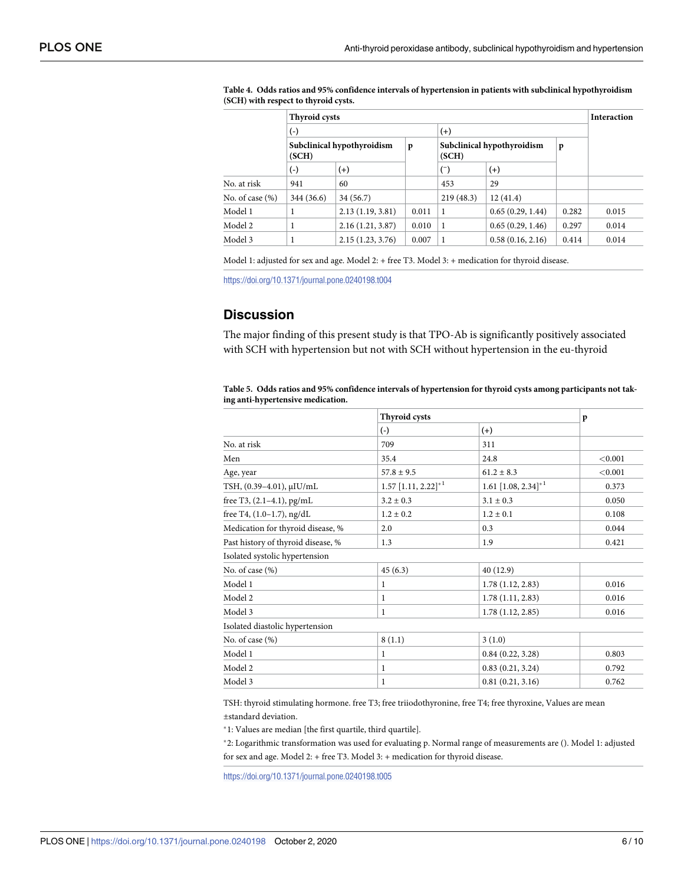**Table 4. Odds ratios and 95% confidence intervals of hypertension in patients with subclinical hypothyroidism (SCH) with respect to thyroid cysts.**

| | Thyroid cysts | | | | | | Interaction |
|---|---|---|---|---|---|---|---|
| | (-) | | | (+) | | | |
| | Subclinical hypothyroidism (SCH) | | p | Subclinical hypothyroidism (SCH) | | p | |
| | (-) | (+) | | (⁻) | (+) | | |
| No. at risk | 941 | 60 | | 453 | 29 | | |
| No. of case (%) | 344 (36.6) | 34 (56.7) | | 219 (48.3) | 12 (41.4) | | |
| Model 1 | 1 | 2.13 (1.19, 3.81) | 0.011 | 1 | 0.65 (0.29, 1.44) | 0.282 | 0.015 |
| Model 2 | 1 | 2.16 (1.21, 3.87) | 0.010 | 1 | 0.65 (0.29, 1.46) | 0.297 | 0.014 |
| Model 3 | 1 | 2.15 (1.23, 3.76) | 0.007 | 1 | 0.58 (0.16, 2.16) | 0.414 | 0.014 |

Model 1: adjusted for sex and age. Model 2: + free T3. Model 3: + medication for thyroid disease.

https://doi.org/10.1371/journal.pone.0240198.t004

## Discussion

The major finding of this present study is that TPO-Ab is significantly positively associated with SCH with hypertension but not with SCH without hypertension in the eu-thyroid

**Table 5. Odds ratios and 95% confidence intervals of hypertension for thyroid cysts among participants not taking anti-hypertensive medication.**

| | Thyroid cysts | | p |
|---|---|---|---|
| | (-) | (+) | |
| No. at risk | 709 | 311 | |
| Men | 35.4 | 24.8 | <0.001 |
| Age, year | 57.8 ± 9.5 | 61.2 ± 8.3 | <0.001 |
| TSH, (0.39–4.01), μIU/mL | 1.57 [1.11, 2.22]*1 | 1.61 [1.08, 2.34]*1 | 0.373 |
| free T3, (2.1–4.1), pg/mL | 3.2 ± 0.3 | 3.1 ± 0.3 | 0.050 |
| free T4, (1.0–1.7), ng/dL | 1.2 ± 0.2 | 1.2 ± 0.1 | 0.108 |
| Medication for thyroid disease, % | 2.0 | 0.3 | 0.044 |
| Past history of thyroid disease, % | 1.3 | 1.9 | 0.421 |
| Isolated systolic hypertension | | | |
| No. of case (%) | 45 (6.3) | 40 (12.9) | |
| Model 1 | 1 | 1.78 (1.12, 2.83) | 0.016 |
| Model 2 | 1 | 1.78 (1.11, 2.83) | 0.016 |
| Model 3 | 1 | 1.78 (1.12, 2.85) | 0.016 |
| Isolated diastolic hypertension | | | |
| No. of case (%) | 8 (1.1) | 3 (1.0) | |
| Model 1 | 1 | 0.84 (0.22, 3.28) | 0.803 |
| Model 2 | 1 | 0.83 (0.21, 3.24) | 0.792 |
| Model 3 | 1 | 0.81 (0.21, 3.16) | 0.762 |

TSH: thyroid stimulating hormone. free T3; free triiodothyronine, free T4; free thyroxine, Values are mean ±standard deviation.

*1: Values are median [the first quartile, third quartile].

*2: Logarithmic transformation was used for evaluating p. Normal range of measurements are (). Model 1: adjusted for sex and age. Model 2: + free T3. Model 3: + medication for thyroid disease.

https://doi.org/10.1371/journal.pone.0240198.t005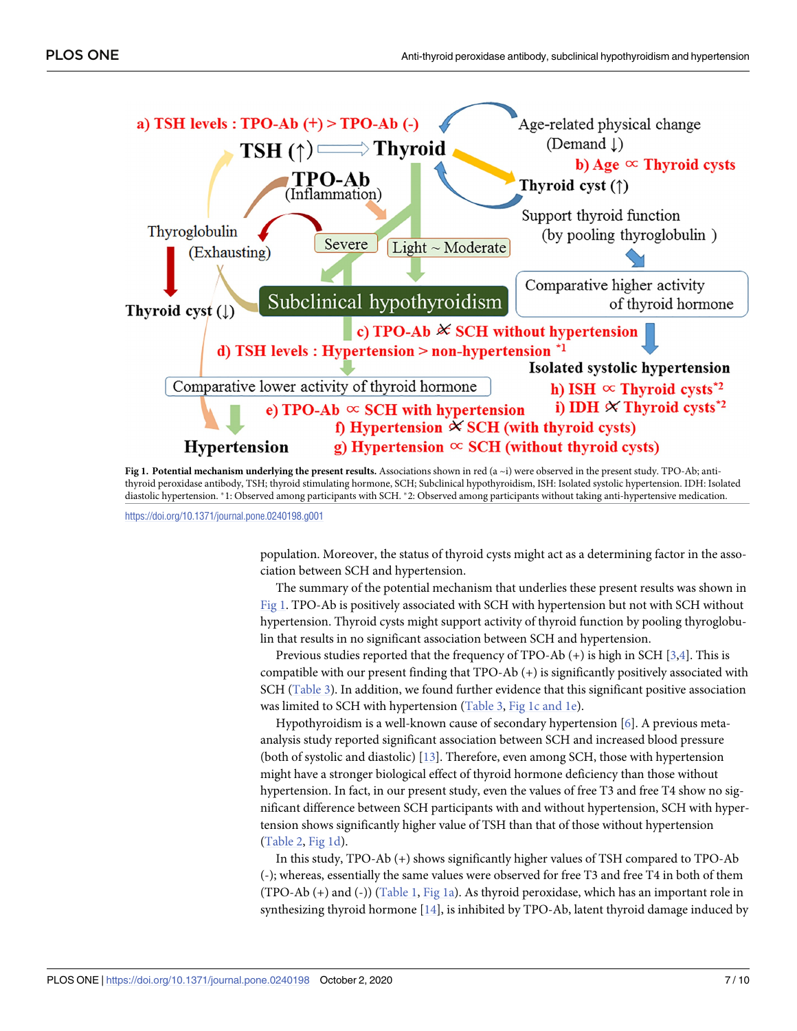Fig 1. **Potential mechanism underlying the present results.** Associations shown in red (a ~i) were observed in the present study. TPO-Ab; anti-thyroid peroxidase antibody, TSH; thyroid stimulating hormone, SCH; Subclinical hypothyroidism, ISH: Isolated systolic hypertension. IDH: Isolated diastolic hypertension. *1: Observed among participants with SCH. *2: Observed among participants without taking anti-hypertensive medication.

https://doi.org/10.1371/journal.pone.0240198.g001

population. Moreover, the status of thyroid cysts might act as a determining factor in the association between SCH and hypertension.

The summary of the potential mechanism that underlies these present results was shown in Fig 1. TPO-Ab is positively associated with SCH with hypertension but not with SCH without hypertension. Thyroid cysts might support activity of thyroid function by pooling thyroglobulin that results in no significant association between SCH and hypertension.

Previous studies reported that the frequency of TPO-Ab (+) is high in SCH [3,4]. This is compatible with our present finding that TPO-Ab (+) is significantly positively associated with SCH (Table 3). In addition, we found further evidence that this significant positive association was limited to SCH with hypertension (Table 3, Fig 1c and 1e).

Hypothyroidism is a well-known cause of secondary hypertension [6]. A previous meta-analysis study reported significant association between SCH and increased blood pressure (both of systolic and diastolic) [13]. Therefore, even among SCH, those with hypertension might have a stronger biological effect of thyroid hormone deficiency than those without hypertension. In fact, in our present study, even the values of free T3 and free T4 show no significant difference between SCH participants with and without hypertension, SCH with hypertension shows significantly higher value of TSH than that of those without hypertension (Table 2, Fig 1d).

In this study, TPO-Ab (+) shows significantly higher values of TSH compared to TPO-Ab (-); whereas, essentially the same values were observed for free T3 and free T4 in both of them (TPO-Ab (+) and (-)) (Table 1, Fig 1a). As thyroid peroxidase, which has an important role in synthesizing thyroid hormone [14], is inhibited by TPO-Ab, latent thyroid damage induced by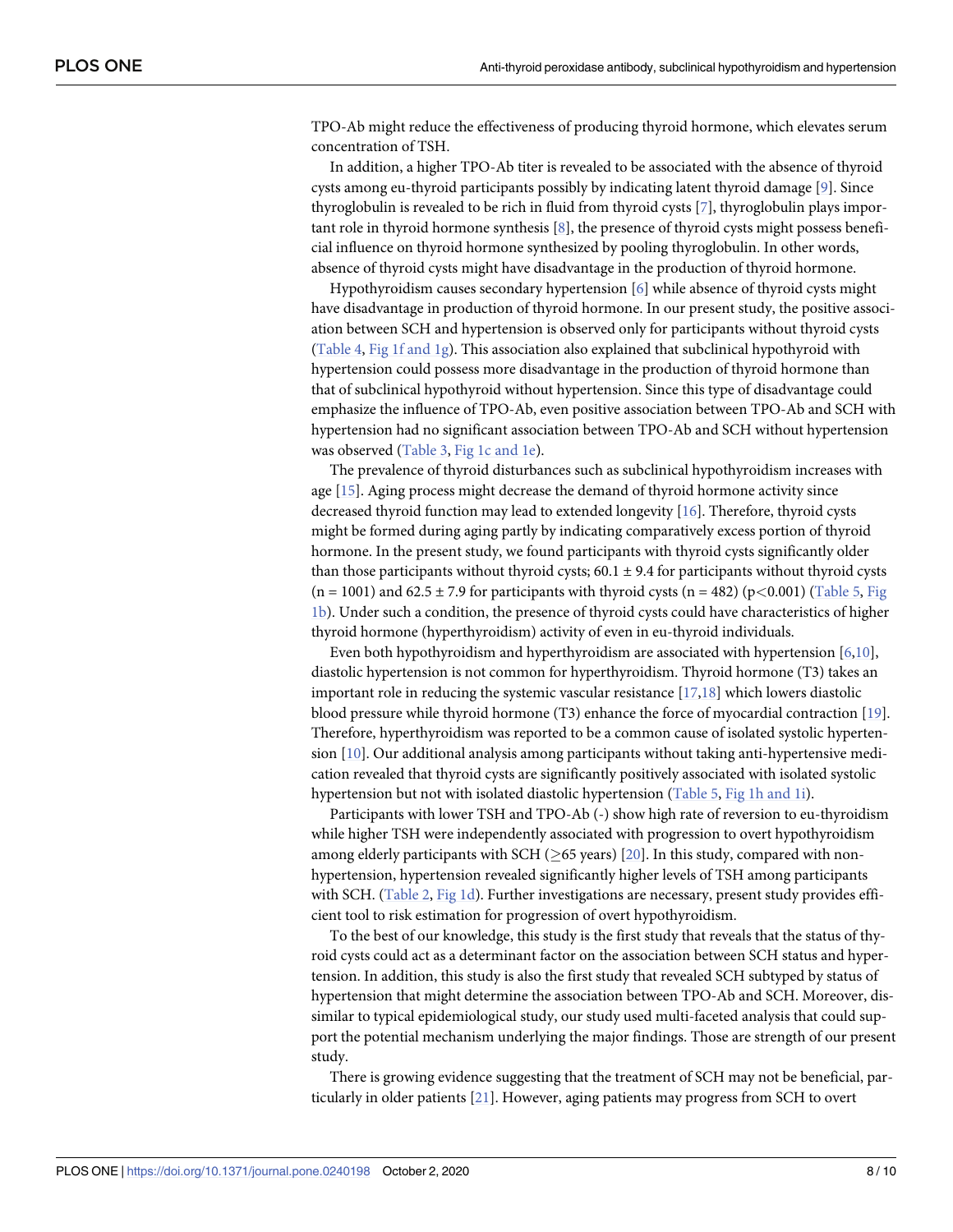TPO-Ab might reduce the effectiveness of producing thyroid hormone, which elevates serum concentration of TSH.

In addition, a higher TPO-Ab titer is revealed to be associated with the absence of thyroid cysts among eu-thyroid participants possibly by indicating latent thyroid damage [9]. Since thyroglobulin is revealed to be rich in fluid from thyroid cysts [7], thyroglobulin plays important role in thyroid hormone synthesis [8], the presence of thyroid cysts might possess beneficial influence on thyroid hormone synthesized by pooling thyroglobulin. In other words, absence of thyroid cysts might have disadvantage in the production of thyroid hormone.

Hypothyroidism causes secondary hypertension [6] while absence of thyroid cysts might have disadvantage in production of thyroid hormone. In our present study, the positive association between SCH and hypertension is observed only for participants without thyroid cysts (Table 4, Fig 1f and 1g). This association also explained that subclinical hypothyroid with hypertension could possess more disadvantage in the production of thyroid hormone than that of subclinical hypothyroid without hypertension. Since this type of disadvantage could emphasize the influence of TPO-Ab, even positive association between TPO-Ab and SCH with hypertension had no significant association between TPO-Ab and SCH without hypertension was observed (Table 3, Fig 1c and 1e).

The prevalence of thyroid disturbances such as subclinical hypothyroidism increases with age [15]. Aging process might decrease the demand of thyroid hormone activity since decreased thyroid function may lead to extended longevity [16]. Therefore, thyroid cysts might be formed during aging partly by indicating comparatively excess portion of thyroid hormone. In the present study, we found participants with thyroid cysts significantly older than those participants without thyroid cysts; $60.1 \pm 9.4$ for participants without thyroid cysts ($n = 1001$) and $62.5 \pm 7.9$ for participants with thyroid cysts ($n = 482$) ($p < 0.001$) (Table 5, Fig 1b). Under such a condition, the presence of thyroid cysts could have characteristics of higher thyroid hormone (hyperthyroidism) activity of even in eu-thyroid individuals.

Even both hypothyroidism and hyperthyroidism are associated with hypertension [6,10], diastolic hypertension is not common for hyperthyroidism. Thyroid hormone (T3) takes an important role in reducing the systemic vascular resistance [17,18] which lowers diastolic blood pressure while thyroid hormone (T3) enhance the force of myocardial contraction [19]. Therefore, hyperthyroidism was reported to be a common cause of isolated systolic hypertension [10]. Our additional analysis among participants without taking anti-hypertensive medication revealed that thyroid cysts are significantly positively associated with isolated systolic hypertension but not with isolated diastolic hypertension (Table 5, Fig 1h and 1i).

Participants with lower TSH and TPO-Ab (-) show high rate of reversion to eu-thyroidism while higher TSH were independently associated with progression to overt hypothyroidism among elderly participants with SCH ($\geq$65 years) [20]. In this study, compared with non-hypertension, hypertension revealed significantly higher levels of TSH among participants with SCH. (Table 2, Fig 1d). Further investigations are necessary, present study provides efficient tool to risk estimation for progression of overt hypothyroidism.

To the best of our knowledge, this study is the first study that reveals that the status of thyroid cysts could act as a determinant factor on the association between SCH status and hypertension. In addition, this study is also the first study that revealed SCH subtyped by status of hypertension that might determine the association between TPO-Ab and SCH. Moreover, dissimilar to typical epidemiological study, our study used multi-faceted analysis that could support the potential mechanism underlying the major findings. Those are strength of our present study.

There is growing evidence suggesting that the treatment of SCH may not be beneficial, particularly in older patients [21]. However, aging patients may progress from SCH to overt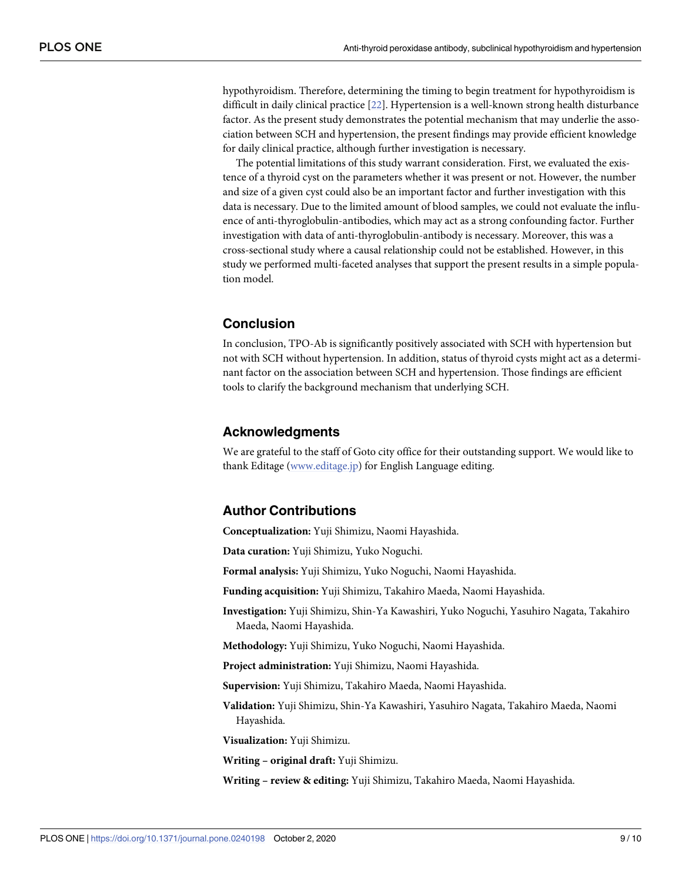hypothyroidism. Therefore, determining the timing to begin treatment for hypothyroidism is difficult in daily clinical practice [22]. Hypertension is a well-known strong health disturbance factor. As the present study demonstrates the potential mechanism that may underlie the association between SCH and hypertension, the present findings may provide efficient knowledge for daily clinical practice, although further investigation is necessary.

The potential limitations of this study warrant consideration. First, we evaluated the existence of a thyroid cyst on the parameters whether it was present or not. However, the number and size of a given cyst could also be an important factor and further investigation with this data is necessary. Due to the limited amount of blood samples, we could not evaluate the influence of anti-thyroglobulin-antibodies, which may act as a strong confounding factor. Further investigation with data of anti-thyroglobulin-antibody is necessary. Moreover, this was a cross-sectional study where a causal relationship could not be established. However, in this study we performed multi-faceted analyses that support the present results in a simple population model.

## Conclusion

In conclusion, TPO-Ab is significantly positively associated with SCH with hypertension but not with SCH without hypertension. In addition, status of thyroid cysts might act as a determinant factor on the association between SCH and hypertension. Those findings are efficient tools to clarify the background mechanism that underlying SCH.

## Acknowledgments

We are grateful to the staff of Goto city office for their outstanding support. We would like to thank Editage (www.editage.jp) for English Language editing.

## Author Contributions

**Conceptualization:** Yuji Shimizu, Naomi Hayashida.

**Data curation:** Yuji Shimizu, Yuko Noguchi.

**Formal analysis:** Yuji Shimizu, Yuko Noguchi, Naomi Hayashida.

**Funding acquisition:** Yuji Shimizu, Takahiro Maeda, Naomi Hayashida.

**Investigation:** Yuji Shimizu, Shin-Ya Kawashiri, Yuko Noguchi, Yasuhiro Nagata, Takahiro Maeda, Naomi Hayashida.

**Methodology:** Yuji Shimizu, Yuko Noguchi, Naomi Hayashida.

**Project administration:** Yuji Shimizu, Naomi Hayashida.

**Supervision:** Yuji Shimizu, Takahiro Maeda, Naomi Hayashida.

**Validation:** Yuji Shimizu, Shin-Ya Kawashiri, Yasuhiro Nagata, Takahiro Maeda, Naomi Hayashida.

**Visualization:** Yuji Shimizu.

**Writing – original draft:** Yuji Shimizu.

**Writing – review & editing:** Yuji Shimizu, Takahiro Maeda, Naomi Hayashida.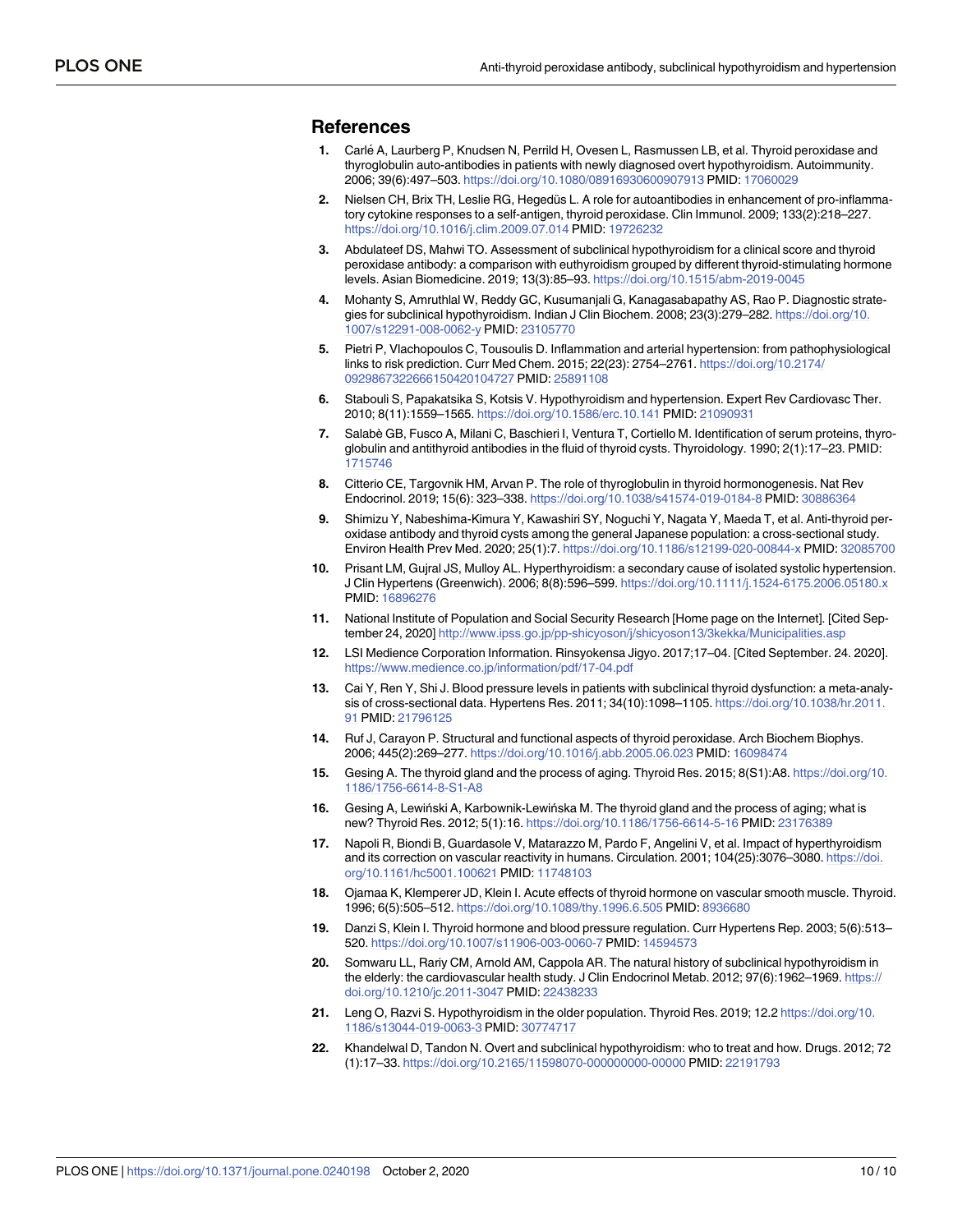## References

1. Carlé A, Laurberg P, Knudsen N, Perrild H, Ovesen L, Rasmussen LB, et al. Thyroid peroxidase and thyroglobulin auto-antibodies in patients with newly diagnosed overt hypothyroidism. Autoimmunity. 2006; 39(6):497–503. https://doi.org/10.1080/08916930600907913 PMID: 17060029
2. Nielsen CH, Brix TH, Leslie RG, Hegedüs L. A role for autoantibodies in enhancement of pro-inflammatory cytokine responses to a self-antigen, thyroid peroxidase. Clin Immunol. 2009; 133(2):218–227. https://doi.org/10.1016/j.clim.2009.07.014 PMID: 19726232
3. Abdulateef DS, Mahwi TO. Assessment of subclinical hypothyroidism for a clinical score and thyroid peroxidase antibody: a comparison with euthyroidism grouped by different thyroid-stimulating hormone levels. Asian Biomedicine. 2019; 13(3):85–93. https://doi.org/10.1515/abm-2019-0045
4. Mohanty S, Amruthlal W, Reddy GC, Kusumanjali G, Kanagasabapathy AS, Rao P. Diagnostic strategies for subclinical hypothyroidism. Indian J Clin Biochem. 2008; 23(3):279–282. https://doi.org/10.1007/s12291-008-0062-y PMID: 23105770
5. Pietri P, Vlachopoulos C, Tousoulis D. Inflammation and arterial hypertension: from pathophysiological links to risk prediction. Curr Med Chem. 2015; 22(23): 2754–2761. https://doi.org/10.2174/0929867322666150420104727 PMID: 25891108
6. Stabouli S, Papakatsika S, Kotsis V. Hypothyroidism and hypertension. Expert Rev Cardiovasc Ther. 2010; 8(11):1559–1565. https://doi.org/10.1586/erc.10.141 PMID: 21090931
7. Salabè GB, Fusco A, Milani C, Baschieri I, Ventura T, Cortiello M. Identification of serum proteins, thyroglobulin and antithyroid antibodies in the fluid of thyroid cysts. Thyroidology. 1990; 2(1):17–23. PMID: 1715746
8. Citterio CE, Targovnik HM, Arvan P. The role of thyroglobulin in thyroid hormonogenesis. Nat Rev Endocrinol. 2019; 15(6): 323–338. https://doi.org/10.1038/s41574-019-0184-8 PMID: 30886364
9. Shimizu Y, Nabeshima-Kimura Y, Kawashiri SY, Noguchi Y, Nagata Y, Maeda T, et al. Anti-thyroid peroxidase antibody and thyroid cysts among the general Japanese population: a cross-sectional study. Environ Health Prev Med. 2020; 25(1):7. https://doi.org/10.1186/s12199-020-00844-x PMID: 32085700
10. Prisant LM, Gujral JS, Mulloy AL. Hyperthyroidism: a secondary cause of isolated systolic hypertension. J Clin Hypertens (Greenwich). 2006; 8(8):596–599. https://doi.org/10.1111/j.1524-6175.2006.05180.x PMID: 16896276
11. National Institute of Population and Social Security Research [Home page on the Internet]. [Cited September 24, 2020] http://www.ipss.go.jp/pp-shicyoson/j/shicyoson13/3kekka/Municipalities.asp
12. LSI Medience Corporation Information. Rinsyokensa Jigyo. 2017;17–04. [Cited September. 24. 2020]. https://www.medience.co.jp/information/pdf/17-04.pdf
13. Cai Y, Ren Y, Shi J. Blood pressure levels in patients with subclinical thyroid dysfunction: a meta-analysis of cross-sectional data. Hypertens Res. 2011; 34(10):1098–1105. https://doi.org/10.1038/hr.2011.91 PMID: 21796125
14. Ruf J, Carayon P. Structural and functional aspects of thyroid peroxidase. Arch Biochem Biophys. 2006; 445(2):269–277. https://doi.org/10.1016/j.abb.2005.06.023 PMID: 16098474
15. Gesing A. The thyroid gland and the process of aging. Thyroid Res. 2015; 8(S1):A8. https://doi.org/10.1186/1756-6614-8-S1-A8
16. Gesing A, Lewiński A, Karbownik-Lewińska M. The thyroid gland and the process of aging; what is new? Thyroid Res. 2012; 5(1):16. https://doi.org/10.1186/1756-6614-5-16 PMID: 23176389
17. Napoli R, Biondi B, Guardasole V, Matarazzo M, Pardo F, Angelini V, et al. Impact of hyperthyroidism and its correction on vascular reactivity in humans. Circulation. 2001; 104(25):3076–3080. https://doi.org/10.1161/hc5001.100621 PMID: 11748103
18. Ojamaa K, Klemperer JD, Klein I. Acute effects of thyroid hormone on vascular smooth muscle. Thyroid. 1996; 6(5):505–512. https://doi.org/10.1089/thy.1996.6.505 PMID: 8936680
19. Danzi S, Klein I. Thyroid hormone and blood pressure regulation. Curr Hypertens Rep. 2003; 5(6):513–520. https://doi.org/10.1007/s11906-003-0060-7 PMID: 14594573
20. Somwaru LL, Rariy CM, Arnold AM, Cappola AR. The natural history of subclinical hypothyroidism in the elderly: the cardiovascular health study. J Clin Endocrinol Metab. 2012; 97(6):1962–1969. https://doi.org/10.1210/jc.2011-3047 PMID: 22438233
21. Leng O, Razvi S. Hypothyroidism in the older population. Thyroid Res. 2019; 12.2 https://doi.org/10.1186/s13044-019-0063-3 PMID: 30774717
22. Khandelwal D, Tandon N. Overt and subclinical hypothyroidism: who to treat and how. Drugs. 2012; 72 (1):17–33. https://doi.org/10.2165/11598070-000000000-00000 PMID: 22191793